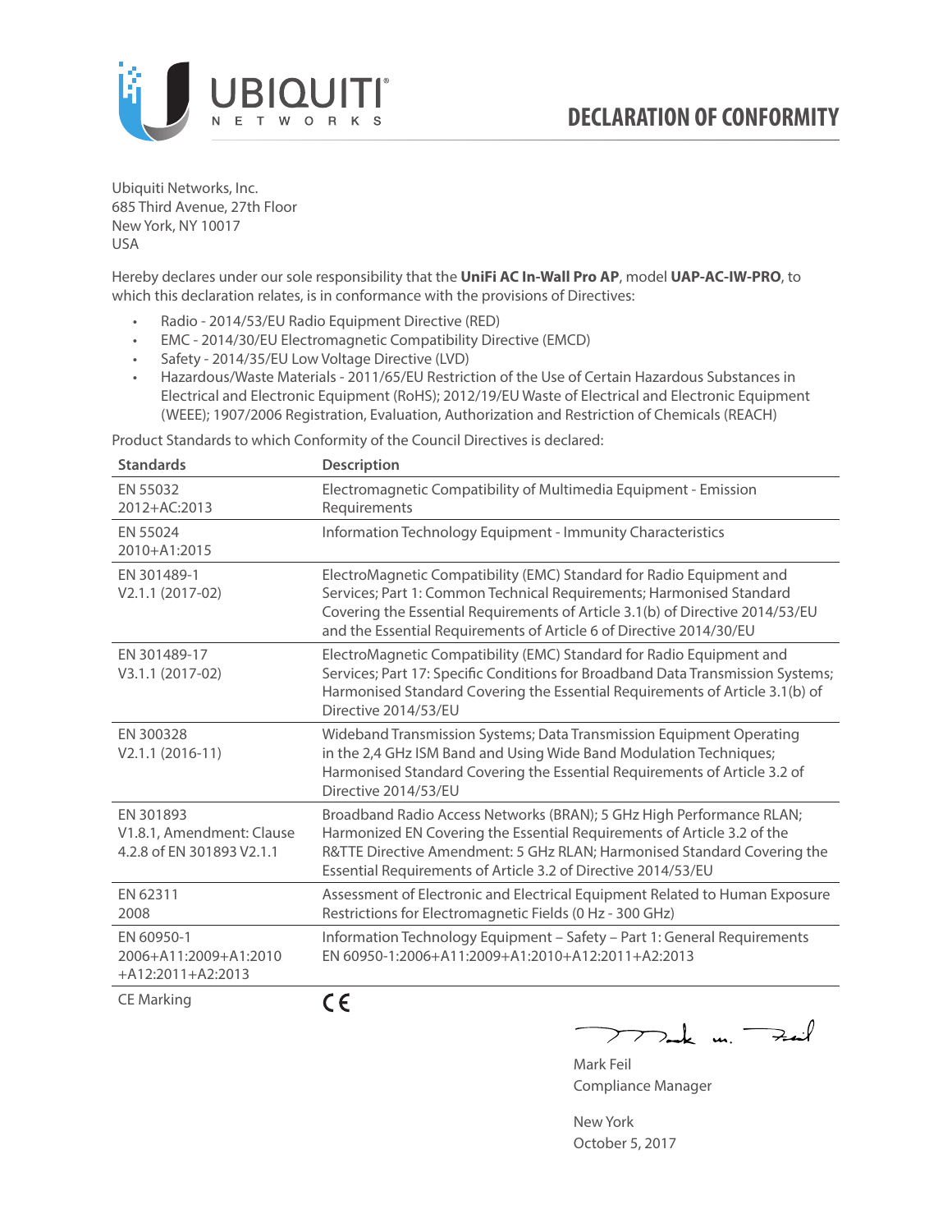# DECLARATION OF CONFORMITY

Ubiquiti Networks, Inc.
685 Third Avenue, 27th Floor
New York, NY 10017
USA

Hereby declares under our sole responsibility that the **UniFi AC In-Wall Pro AP**, model **UAP-AC-IW-PRO**, to which this declaration relates, is in conformance with the provisions of Directives:

- Radio - 2014/53/EU Radio Equipment Directive (RED)
- EMC - 2014/30/EU Electromagnetic Compatibility Directive (EMCD)
- Safety - 2014/35/EU Low Voltage Directive (LVD)
- Hazardous/Waste Materials - 2011/65/EU Restriction of the Use of Certain Hazardous Substances in Electrical and Electronic Equipment (RoHS); 2012/19/EU Waste of Electrical and Electronic Equipment (WEEE); 1907/2006 Registration, Evaluation, Authorization and Restriction of Chemicals (REACH)

Product Standards to which Conformity of the Council Directives is declared:

| Standards | Description |
| --- | --- |
| EN 55032 2012+AC:2013 | Electromagnetic Compatibility of Multimedia Equipment - Emission Requirements |
| EN 55024 2010+A1:2015 | Information Technology Equipment - Immunity Characteristics |
| EN 301489-1 V2.1.1 (2017-02) | ElectroMagnetic Compatibility (EMC) Standard for Radio Equipment and Services; Part 1: Common Technical Requirements; Harmonised Standard Covering the Essential Requirements of Article 3.1(b) of Directive 2014/53/EU and the Essential Requirements of Article 6 of Directive 2014/30/EU |
| EN 301489-17 V3.1.1 (2017-02) | ElectroMagnetic Compatibility (EMC) Standard for Radio Equipment and Services; Part 17: Specific Conditions for Broadband Data Transmission Systems; Harmonised Standard Covering the Essential Requirements of Article 3.1(b) of Directive 2014/53/EU |
| EN 300328 V2.1.1 (2016-11) | Wideband Transmission Systems; Data Transmission Equipment Operating in the 2,4 GHz ISM Band and Using Wide Band Modulation Techniques; Harmonised Standard Covering the Essential Requirements of Article 3.2 of Directive 2014/53/EU |
| EN 301893 V1.8.1, Amendment: Clause 4.2.8 of EN 301893 V2.1.1 | Broadband Radio Access Networks (BRAN); 5 GHz High Performance RLAN; Harmonized EN Covering the Essential Requirements of Article 3.2 of the R&TTE Directive Amendment: 5 GHz RLAN; Harmonised Standard Covering the Essential Requirements of Article 3.2 of Directive 2014/53/EU |
| EN 62311 2008 | Assessment of Electronic and Electrical Equipment Related to Human Exposure Restrictions for Electromagnetic Fields (0 Hz - 300 GHz) |
| EN 60950-1 2006+A11:2009+A1:2010 +A12:2011+A2:2013 | Information Technology Equipment – Safety – Part 1: General Requirements EN 60950-1:2006+A11:2009+A1:2010+A12:2011+A2:2013 |
| CE Marking | CE |

Mark Feil
Compliance Manager

New York
October 5, 2017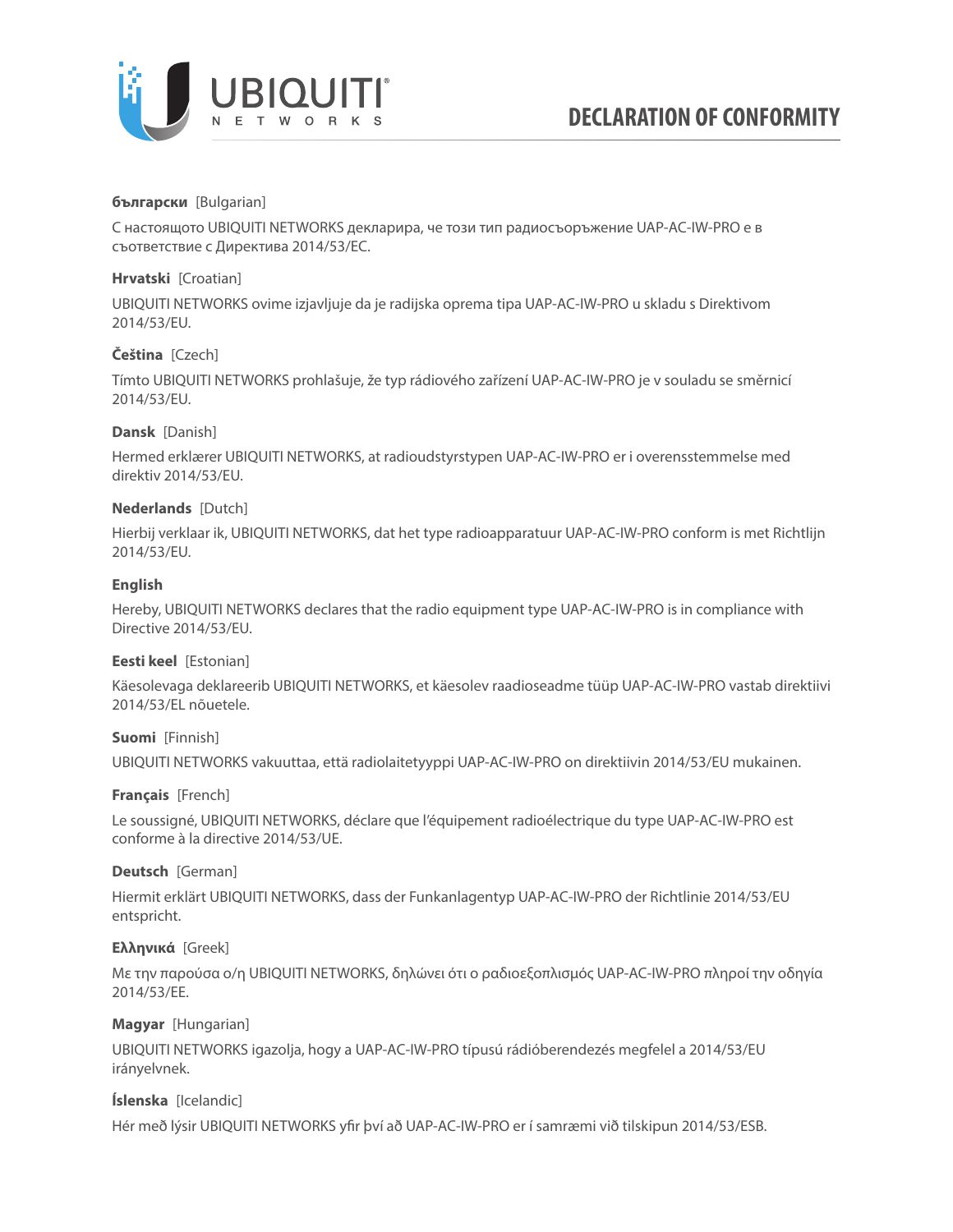# DECLARATION OF CONFORMITY

**български** [Bulgarian]

С настоящото UBIQUITI NETWORKS декларира, че този тип радиосъоръжение UAP-AC-IW-PRO е в съответствие с Директива 2014/53/ЕС.

**Hrvatski** [Croatian]

UBIQUITI NETWORKS ovime izjavljuje da je radijska oprema tipa UAP-AC-IW-PRO u skladu s Direktivom 2014/53/EU.

**Čeština** [Czech]

Tímto UBIQUITI NETWORKS prohlašuje, že typ rádiového zařízení UAP-AC-IW-PRO je v souladu se směrnicí 2014/53/EU.

**Dansk** [Danish]

Hermed erklærer UBIQUITI NETWORKS, at radioudstyrstypen UAP-AC-IW-PRO er i overensstemmelse med direktiv 2014/53/EU.

**Nederlands** [Dutch]

Hierbij verklaar ik, UBIQUITI NETWORKS, dat het type radioapparatuur UAP-AC-IW-PRO conform is met Richtlijn 2014/53/EU.

**English**

Hereby, UBIQUITI NETWORKS declares that the radio equipment type UAP-AC-IW-PRO is in compliance with Directive 2014/53/EU.

**Eesti keel** [Estonian]

Käesolevaga deklareerib UBIQUITI NETWORKS, et käesolev raadioseadme tüüp UAP-AC-IW-PRO vastab direktiivi 2014/53/EL nõuetele.

**Suomi** [Finnish]

UBIQUITI NETWORKS vakuuttaa, että radiolaitetyyppi UAP-AC-IW-PRO on direktiivin 2014/53/EU mukainen.

**Français** [French]

Le soussigné, UBIQUITI NETWORKS, déclare que l'équipement radioélectrique du type UAP-AC-IW-PRO est conforme à la directive 2014/53/UE.

**Deutsch** [German]

Hiermit erklärt UBIQUITI NETWORKS, dass der Funkanlagentyp UAP-AC-IW-PRO der Richtlinie 2014/53/EU entspricht.

**Ελληνικά** [Greek]

Με την παρούσα ο/η UBIQUITI NETWORKS, δηλώνει ότι ο ραδιοεξοπλισμός UAP-AC-IW-PRO πληροί την οδηγία 2014/53/ΕΕ.

**Magyar** [Hungarian]

UBIQUITI NETWORKS igazolja, hogy a UAP-AC-IW-PRO típusú rádióberendezés megfelel a 2014/53/EU irányelvnek.

**Íslenska** [Icelandic]

Hér með lýsir UBIQUITI NETWORKS yfir því að UAP-AC-IW-PRO er í samræmi við tilskipun 2014/53/ESB.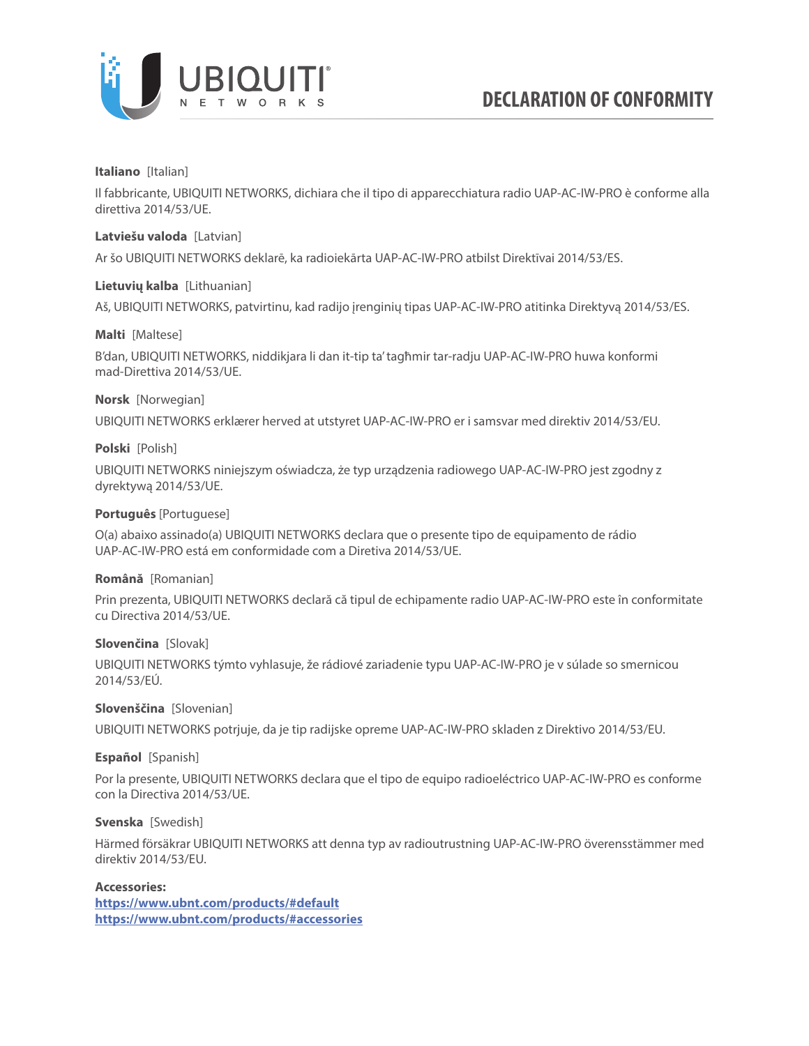**Italiano** [Italian]

Il fabbricante, UBIQUITI NETWORKS, dichiara che il tipo di apparecchiatura radio UAP-AC-IW-PRO è conforme alla direttiva 2014/53/UE.

**Latviešu valoda** [Latvian]

Ar šo UBIQUITI NETWORKS deklarē, ka radioiekārta UAP-AC-IW-PRO atbilst Direktīvai 2014/53/ES.

**Lietuvių kalba** [Lithuanian]

Aš, UBIQUITI NETWORKS, patvirtinu, kad radijo įrenginių tipas UAP-AC-IW-PRO atitinka Direktyvą 2014/53/ES.

**Malti** [Maltese]

B'dan, UBIQUITI NETWORKS, niddikjara li dan it-tip ta' tagħmir tar-radju UAP-AC-IW-PRO huwa konformi mad-Direttiva 2014/53/UE.

**Norsk** [Norwegian]

UBIQUITI NETWORKS erklærer herved at utstyret UAP-AC-IW-PRO er i samsvar med direktiv 2014/53/EU.

**Polski** [Polish]

UBIQUITI NETWORKS niniejszym oświadcza, że typ urządzenia radiowego UAP-AC-IW-PRO jest zgodny z dyrektywą 2014/53/UE.

**Português** [Portuguese]

O(a) abaixo assinado(a) UBIQUITI NETWORKS declara que o presente tipo de equipamento de rádio UAP-AC-IW-PRO está em conformidade com a Diretiva 2014/53/UE.

**Română** [Romanian]

Prin prezenta, UBIQUITI NETWORKS declară că tipul de echipamente radio UAP-AC-IW-PRO este în conformitate cu Directiva 2014/53/UE.

**Slovenčina** [Slovak]

UBIQUITI NETWORKS týmto vyhlasuje, že rádiové zariadenie typu UAP-AC-IW-PRO je v súlade so smernicou 2014/53/EÚ.

**Slovenščina** [Slovenian]

UBIQUITI NETWORKS potrjuje, da je tip radijske opreme UAP-AC-IW-PRO skladen z Direktivo 2014/53/EU.

**Español** [Spanish]

Por la presente, UBIQUITI NETWORKS declara que el tipo de equipo radioeléctrico UAP-AC-IW-PRO es conforme con la Directiva 2014/53/UE.

**Svenska** [Swedish]

Härmed försäkrar UBIQUITI NETWORKS att denna typ av radioutrustning UAP-AC-IW-PRO överensstämmer med direktiv 2014/53/EU.

**Accessories:**
**https://www.ubnt.com/products/#default**
**https://www.ubnt.com/products/#accessories**